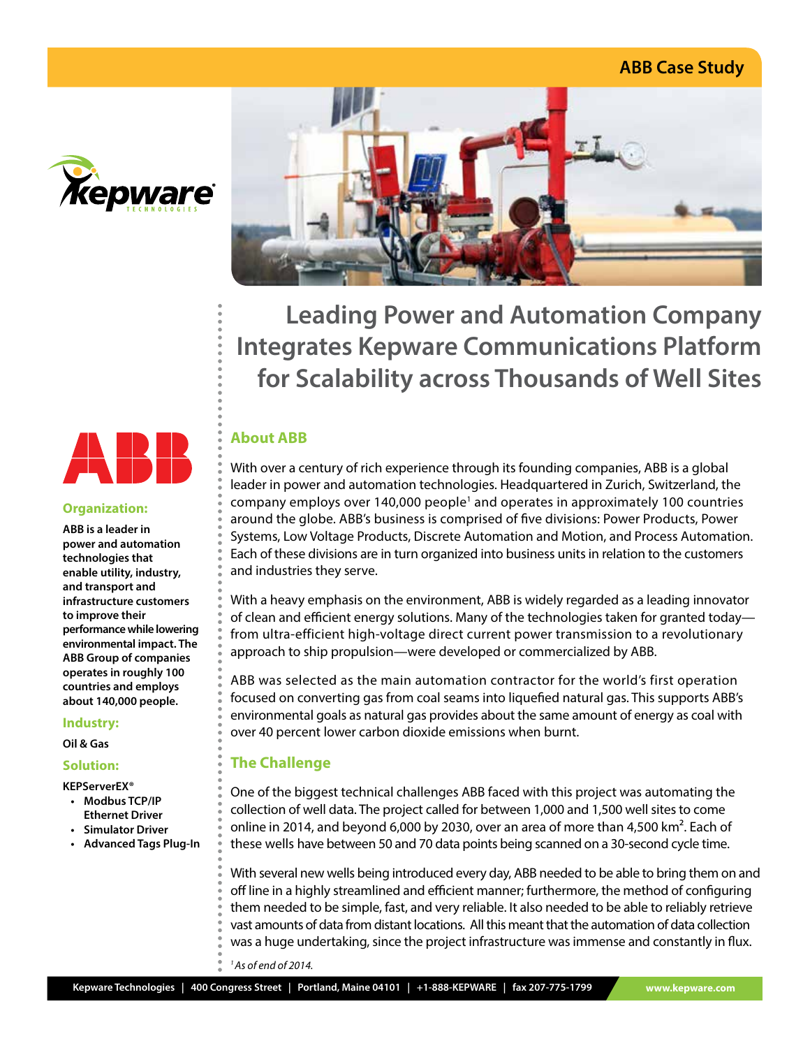ABB Case Study

# Leading Power and Automation Company Integrates Kepware Communications Platform for Scalability across Thousands of Well Sites

**Organization:**

**ABB is a leader in power and automation technologies that enable utility, industry, and transport and infrastructure customers to improve their performance while lowering environmental impact. The ABB Group of companies operates in roughly 100 countries and employs about 140,000 people.**

**Industry:**

**Oil & Gas**

**Solution:**

**KEPServerEX®**

- **Modbus TCP/IP Ethernet Driver**
- **Simulator Driver**
- **Advanced Tags Plug-In**

## About ABB

With over a century of rich experience through its founding companies, ABB is a global leader in power and automation technologies. Headquartered in Zurich, Switzerland, the company employs over 140,000 people[1] and operates in approximately 100 countries around the globe. ABB's business is comprised of five divisions: Power Products, Power Systems, Low Voltage Products, Discrete Automation and Motion, and Process Automation. Each of these divisions are in turn organized into business units in relation to the customers and industries they serve.

With a heavy emphasis on the environment, ABB is widely regarded as a leading innovator of clean and efficient energy solutions. Many of the technologies taken for granted today—from ultra-efficient high-voltage direct current power transmission to a revolutionary approach to ship propulsion—were developed or commercialized by ABB.

ABB was selected as the main automation contractor for the world's first operation focused on converting gas from coal seams into liquefied natural gas. This supports ABB's environmental goals as natural gas provides about the same amount of energy as coal with over 40 percent lower carbon dioxide emissions when burnt.

## The Challenge

One of the biggest technical challenges ABB faced with this project was automating the collection of well data. The project called for between 1,000 and 1,500 well sites to come online in 2014, and beyond 6,000 by 2030, over an area of more than 4,500 km$^2$. Each of these wells have between 50 and 70 data points being scanned on a 30-second cycle time.

With several new wells being introduced every day, ABB needed to be able to bring them on and off line in a highly streamlined and efficient manner; furthermore, the method of configuring them needed to be simple, fast, and very reliable. It also needed to be able to reliably retrieve vast amounts of data from distant locations. All this meant that the automation of data collection was a huge undertaking, since the project infrastructure was immense and constantly in flux.

[1] *As of end of 2014.*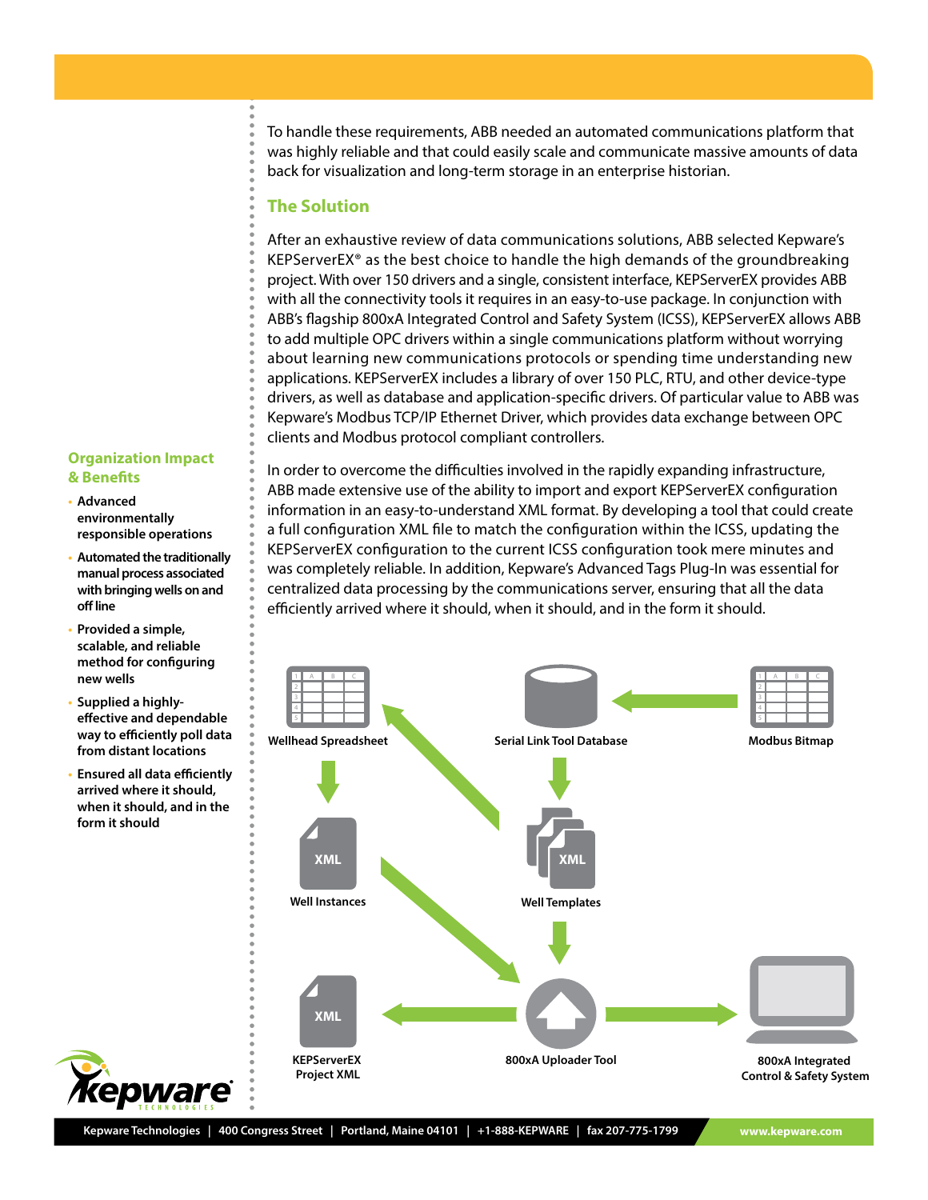To handle these requirements, ABB needed an automated communications platform that was highly reliable and that could easily scale and communicate massive amounts of data back for visualization and long-term storage in an enterprise historian.

## The Solution

After an exhaustive review of data communications solutions, ABB selected Kepware's KEPServerEX® as the best choice to handle the high demands of the groundbreaking project. With over 150 drivers and a single, consistent interface, KEPServerEX provides ABB with all the connectivity tools it requires in an easy-to-use package. In conjunction with ABB's flagship 800xA Integrated Control and Safety System (ICSS), KEPServerEX allows ABB to add multiple OPC drivers within a single communications platform without worrying about learning new communications protocols or spending time understanding new applications. KEPServerEX includes a library of over 150 PLC, RTU, and other device-type drivers, as well as database and application-specific drivers. Of particular value to ABB was Kepware's Modbus TCP/IP Ethernet Driver, which provides data exchange between OPC clients and Modbus protocol compliant controllers.

In order to overcome the difficulties involved in the rapidly expanding infrastructure, ABB made extensive use of the ability to import and export KEPServerEX configuration information in an easy-to-understand XML format. By developing a tool that could create a full configuration XML file to match the configuration within the ICSS, updating the KEPServerEX configuration to the current ICSS configuration took mere minutes and was completely reliable. In addition, Kepware's Advanced Tags Plug-In was essential for centralized data processing by the communications server, ensuring that all the data efficiently arrived where it should, when it should, and in the form it should.

Wellhead Spreadsheet | Serial Link Tool Database | Modbus Bitmap | Well Instances | Well Templates | KEPServerEX Project XML | 800xA Uploader Tool | 800xA Integrated Control & Safety System

## Organization Impact & Benefits

- **Advanced environmentally responsible operations**
- **Automated the traditionally manual process associated with bringing wells on and off line**
- **Provided a simple, scalable, and reliable method for configuring new wells**
- **Supplied a highly-effective and dependable way to efficiently poll data from distant locations**
- **Ensured all data efficiently arrived where it should, when it should, and in the form it should**

Kepware Technologies | 400 Congress Street | Portland, Maine 04101 | +1-888-KEPWARE | fax 207-775-1799 www.kepware.com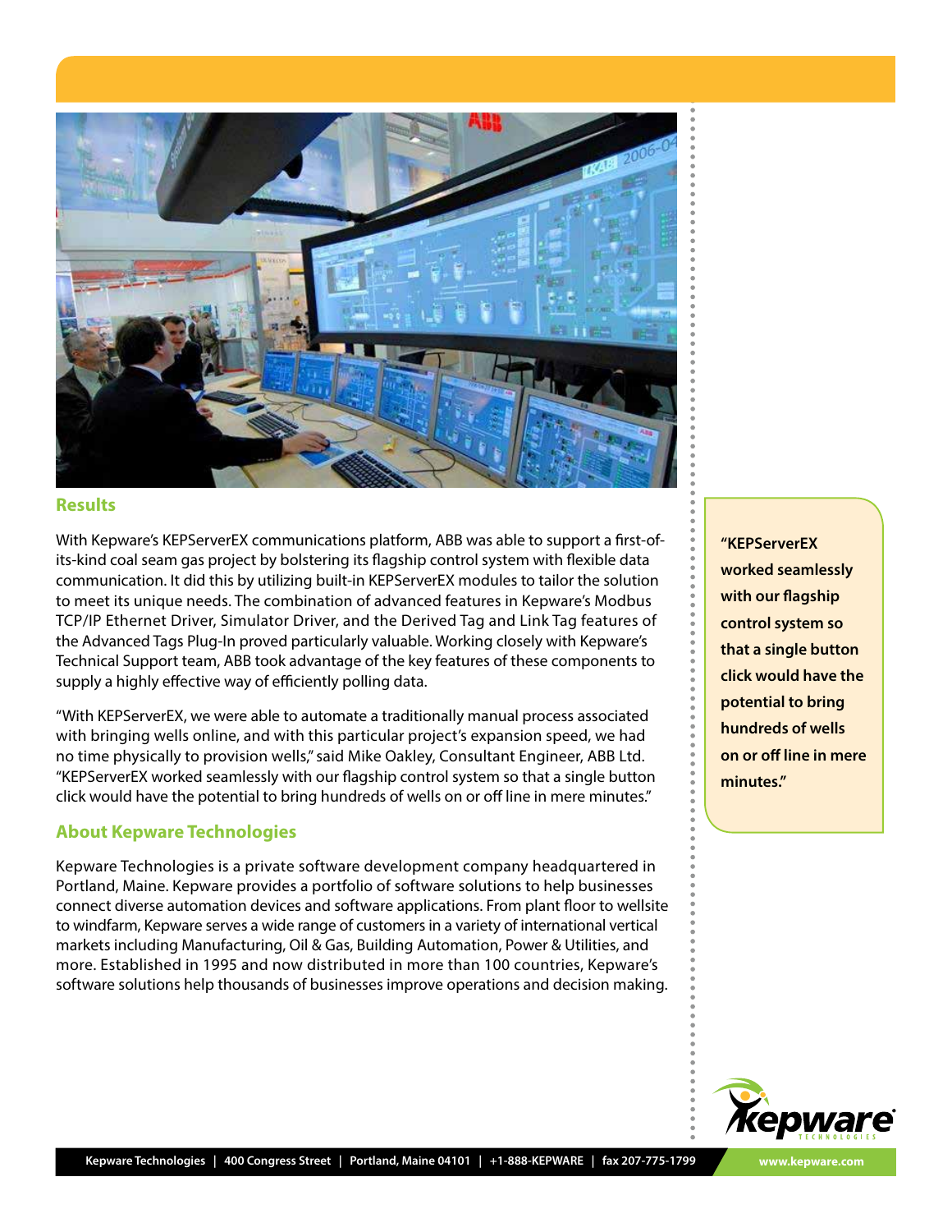## Results

With Kepware's KEPServerEX communications platform, ABB was able to support a first-of-its-kind coal seam gas project by bolstering its flagship control system with flexible data communication. It did this by utilizing built-in KEPServerEX modules to tailor the solution to meet its unique needs. The combination of advanced features in Kepware's Modbus TCP/IP Ethernet Driver, Simulator Driver, and the Derived Tag and Link Tag features of the Advanced Tags Plug-In proved particularly valuable. Working closely with Kepware's Technical Support team, ABB took advantage of the key features of these components to supply a highly effective way of efficiently polling data.

"With KEPServerEX, we were able to automate a traditionally manual process associated with bringing wells online, and with this particular project's expansion speed, we had no time physically to provision wells," said Mike Oakley, Consultant Engineer, ABB Ltd. "KEPServerEX worked seamlessly with our flagship control system so that a single button click would have the potential to bring hundreds of wells on or off line in mere minutes."

**"KEPServerEX worked seamlessly with our flagship control system so that a single button click would have the potential to bring hundreds of wells on or off line in mere minutes."**

## About Kepware Technologies

Kepware Technologies is a private software development company headquartered in Portland, Maine. Kepware provides a portfolio of software solutions to help businesses connect diverse automation devices and software applications. From plant floor to wellsite to windfarm, Kepware serves a wide range of customers in a variety of international vertical markets including Manufacturing, Oil & Gas, Building Automation, Power & Utilities, and more. Established in 1995 and now distributed in more than 100 countries, Kepware's software solutions help thousands of businesses improve operations and decision making.

Kepware Technologies | 400 Congress Street | Portland, Maine 04101 | +1-888-KEPWARE | fax 207-775-1799 www.kepware.com